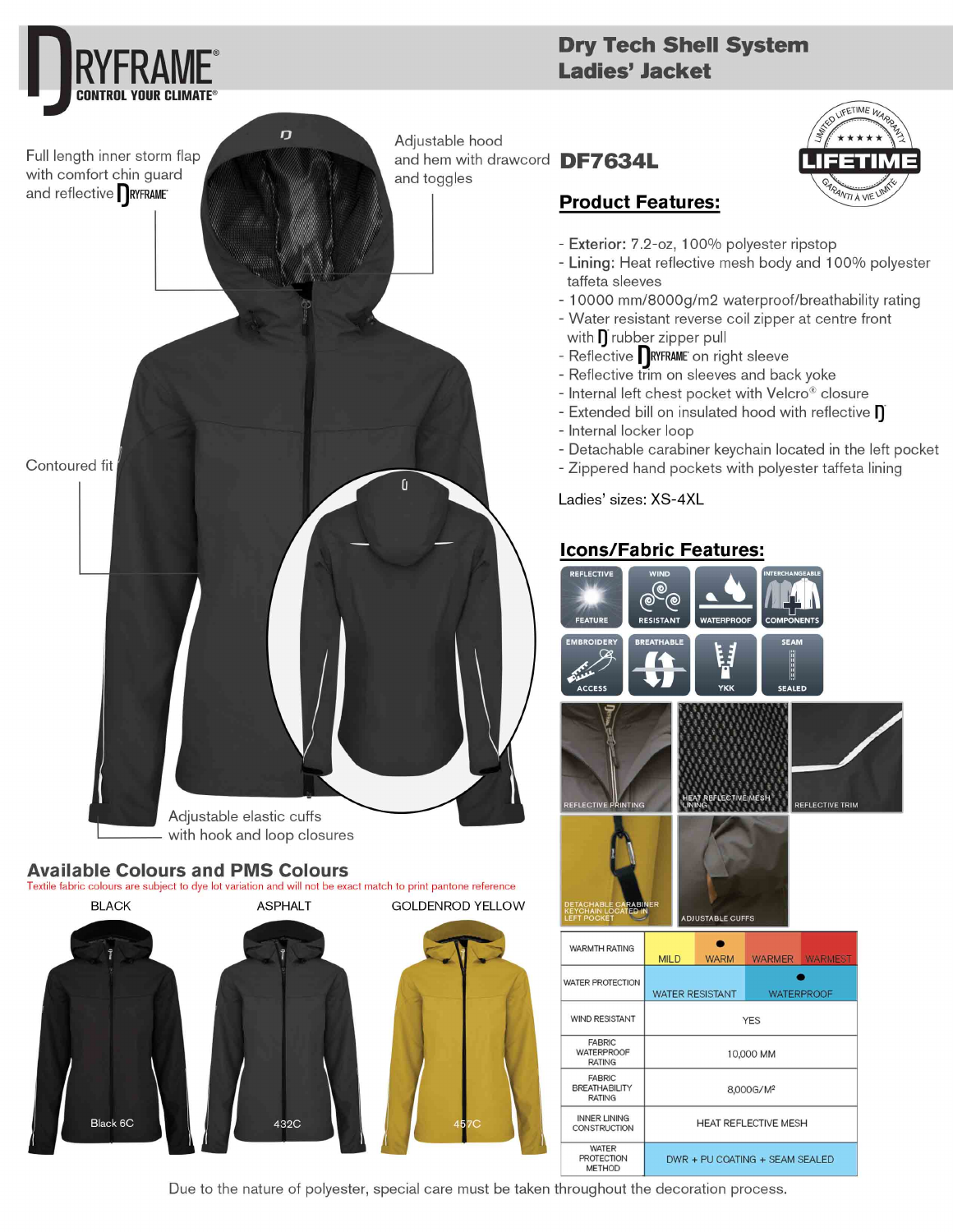# DRYFRAME
CONTROL YOUR CLIMATE®

## Dry Tech Shell System Ladies' Jacket

Full length inner storm flap with comfort chin guard and reflective DRYFRAME

Adjustable hood and hem with drawcord and toggles

Contoured fit

Adjustable elastic cuffs with hook and loop closures

LIFETIME — LIMITED LIFETIME WARRANTY — GARANTI A VIE LIMITE

## DF7634L

### Product Features:

- Exterior: 7.2-oz, 100% polyester ripstop
- Lining: Heat reflective mesh body and 100% polyester taffeta sleeves
- 10000 mm/8000g/m2 waterproof/breathability rating
- Water resistant reverse coil zipper at centre front with D rubber zipper pull
- Reflective DRYFRAME on right sleeve
- Reflective trim on sleeves and back yoke
- Internal left chest pocket with Velcro® closure
- Extended bill on insulated hood with reflective D
- Internal locker loop
- Detachable carabiner keychain located in the left pocket
- Zippered hand pockets with polyester taffeta lining

Ladies' sizes: XS-4XL

### Icons/Fabric Features:

REFLECTIVE FEATURE, WIND RESISTANT, WATERPROOF, INTERCHANGEABLE COMPONENTS, EMBROIDERY ACCESS, BREATHABLE, YKK, SEAM SEALED

REFLECTIVE PRINTING, HEAT REFLECTIVE MESH LINING, REFLECTIVE TRIM, DETACHABLE CARABINER KEYCHAIN LOCATED IN LEFT POCKET, ADJUSTABLE CUFFS

| WARMTH RATING | MILD | ● WARM | WARMER | WARMEST |
|---|---|---|---|---|
| WATER PROTECTION | WATER RESISTANT | | ● WATERPROOF | |
| WIND RESISTANT | YES | | | |
| FABRIC WATERPROOF RATING | 10,000 MM | | | |
| FABRIC BREATHABILITY RATING | 8,000G/M² | | | |
| INNER LINING CONSTRUCTION | HEAT REFLECTIVE MESH | | | |
| WATER PROTECTION METHOD | DWR + PU COATING + SEAM SEALED | | | |

## Available Colours and PMS Colours

Textile fabric colours are subject to dye lot variation and will not be exact match to print pantone reference

| BLACK | ASPHALT | GOLDENROD YELLOW |
|---|---|---|
| Black 6C | 432C | 457C |

Due to the nature of polyester, special care must be taken throughout the decoration process.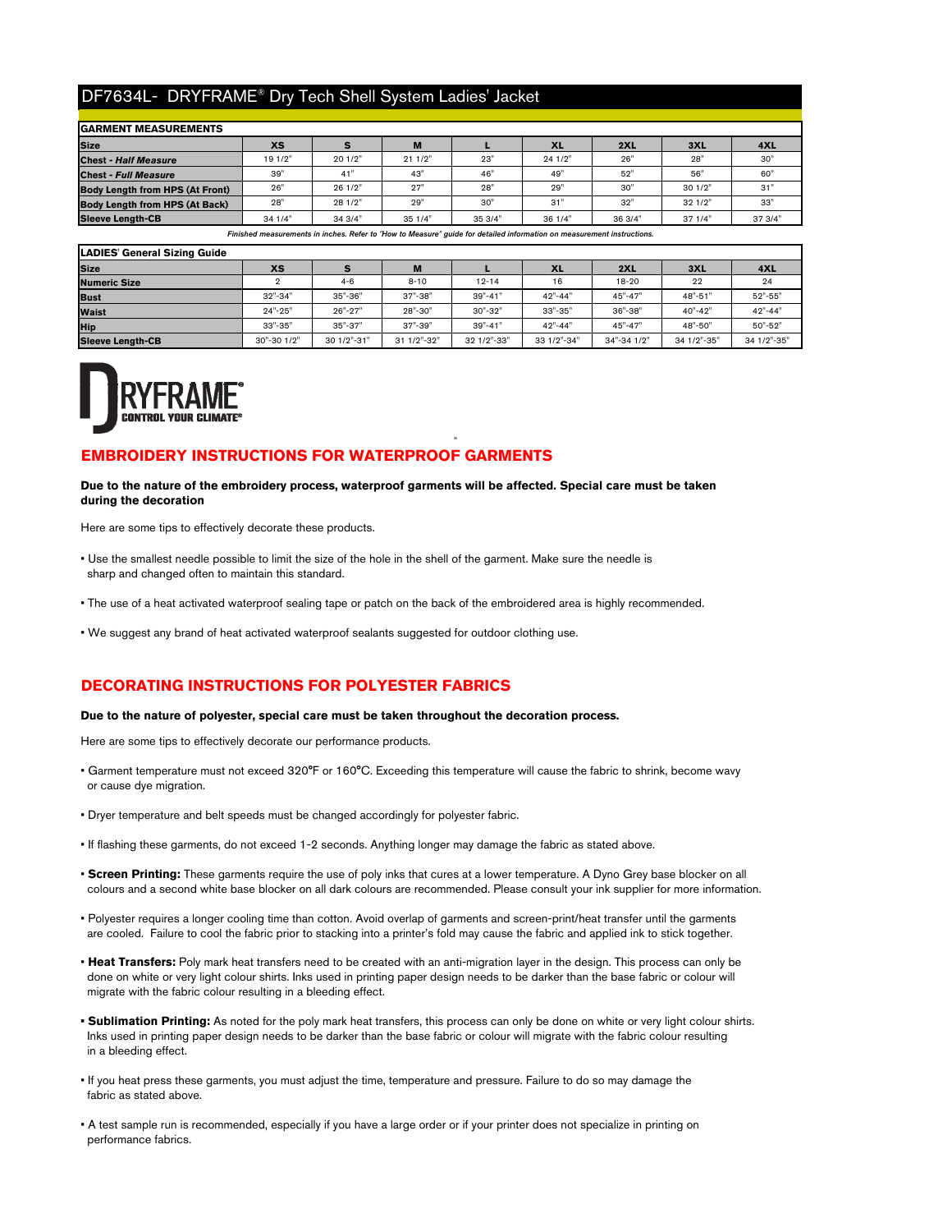# DF7634L- DRYFRAME® Dry Tech Shell System Ladies' Jacket

**GARMENT MEASUREMENTS**

| Size | XS | S | M | L | XL | 2XL | 3XL | 4XL |
|---|---|---|---|---|---|---|---|---|
| Chest - *Half Measure* | 19 1/2" | 20 1/2" | 21 1/2" | 23" | 24 1/2" | 26" | 28" | 30" |
| Chest - *Full Measure* | 39" | 41" | 43" | 46" | 49" | 52" | 56" | 60" |
| Body Length from HPS (At Front) | 26" | 26 1/2" | 27" | 28" | 29" | 30" | 30 1/2" | 31" |
| Body Length from HPS (At Back) | 28" | 28 1/2" | 29" | 30" | 31" | 32" | 32 1/2" | 33" |
| Sleeve Length-CB | 34 1/4" | 34 3/4" | 35 1/4" | 35 3/4" | 36 1/4" | 36 3/4" | 37 1/4" | 37 3/4" |

*Finished measurements in inches. Refer to "How to Measure" guide for detailed information on measurement instructions.*

**LADIES' General Sizing Guide**

| Size | XS | S | M | L | XL | 2XL | 3XL | 4XL |
|---|---|---|---|---|---|---|---|---|
| Numeric Size | 2 | 4-6 | 8-10 | 12-14 | 16 | 18-20 | 22 | 24 |
| Bust | 32"-34" | 35"-36" | 37"-38" | 39"-41" | 42"-44" | 45"-47" | 48"-51" | 52"-55" |
| Waist | 24"-25" | 26"-27" | 28"-30" | 30"-32" | 33"-35" | 36"-38" | 40"-42" | 42"-44" |
| Hip | 33"-35" | 35"-37" | 37"-39" | 39"-41" | 42"-44" | 45"-47" | 48"-50" | 50"-52" |
| Sleeve Length-CB | 30"-30 1/2" | 30 1/2"-31" | 31 1/2"-32" | 32 1/2"-33" | 33 1/2"-34" | 34"-34 1/2" | 34 1/2"-35" | 34 1/2"-35" |

DRYFRAME®
CONTROL YOUR CLIMATE®

## EMBROIDERY INSTRUCTIONS FOR WATERPROOF GARMENTS

**Due to the nature of the embroidery process, waterproof garments will be affected. Special care must be taken during the decoration**

Here are some tips to effectively decorate these products.

- Use the smallest needle possible to limit the size of the hole in the shell of the garment. Make sure the needle is sharp and changed often to maintain this standard.
- The use of a heat activated waterproof sealing tape or patch on the back of the embroidered area is highly recommended.
- We suggest any brand of heat activated waterproof sealants suggested for outdoor clothing use.

## DECORATING INSTRUCTIONS FOR POLYESTER FABRICS

**Due to the nature of polyester, special care must be taken throughout the decoration process.**

Here are some tips to effectively decorate our performance products.

- Garment temperature must not exceed 320°F or 160°C. Exceeding this temperature will cause the fabric to shrink, become wavy or cause dye migration.
- Dryer temperature and belt speeds must be changed accordingly for polyester fabric.
- If flashing these garments, do not exceed 1-2 seconds. Anything longer may damage the fabric as stated above.
- **Screen Printing:** These garments require the use of poly inks that cures at a lower temperature. A Dyno Grey base blocker on all colours and a second white base blocker on all dark colours are recommended. Please consult your ink supplier for more information.
- Polyester requires a longer cooling time than cotton. Avoid overlap of garments and screen-print/heat transfer until the garments are cooled. Failure to cool the fabric prior to stacking into a printer's fold may cause the fabric and applied ink to stick together.
- **Heat Transfers:** Poly mark heat transfers need to be created with an anti-migration layer in the design. This process can only be done on white or very light colour shirts. Inks used in printing paper design needs to be darker than the base fabric or colour will migrate with the fabric colour resulting in a bleeding effect.
- **Sublimation Printing:** As noted for the poly mark heat transfers, this process can only be done on white or very light colour shirts. Inks used in printing paper design needs to be darker than the base fabric or colour will migrate with the fabric colour resulting in a bleeding effect.
- If you heat press these garments, you must adjust the time, temperature and pressure. Failure to do so may damage the fabric as stated above.
- A test sample run is recommended, especially if you have a large order or if your printer does not specialize in printing on performance fabrics.